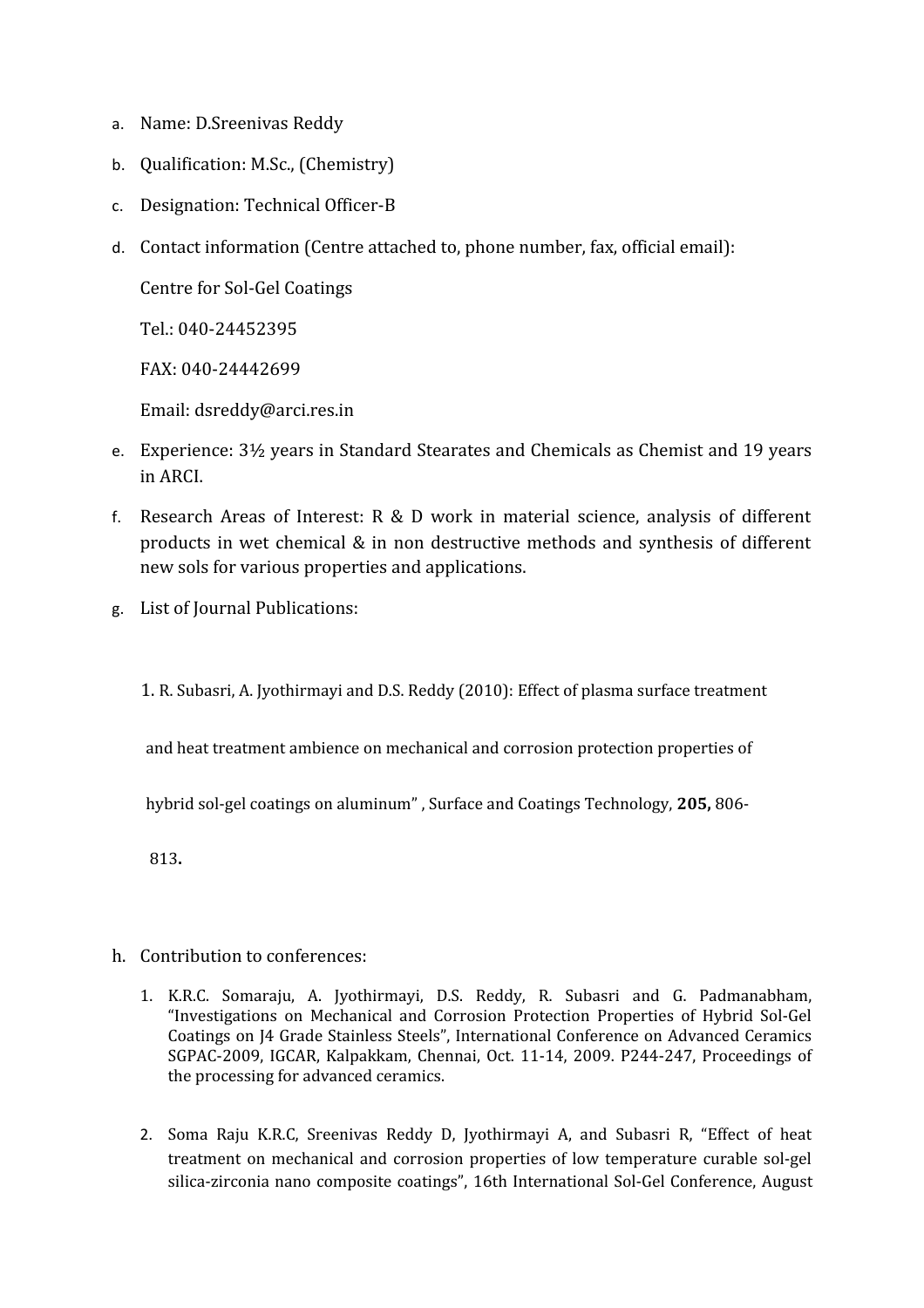a. Name: D.Sreenivas Reddy

b. Qualification: M.Sc., (Chemistry)

c. Designation: Technical Officer-B

d. Contact information (Centre attached to, phone number, fax, official email):

   Centre for Sol-Gel Coatings

   Tel.: 040-24452395

   FAX: 040-24442699

   Email: dsreddy@arci.res.in

e. Experience: 3½ years in Standard Stearates and Chemicals as Chemist and 19 years in ARCI.

f. Research Areas of Interest: R & D work in material science, analysis of different products in wet chemical & in non destructive methods and synthesis of different new sols for various properties and applications.

g. List of Journal Publications:

   1. R. Subasri, A. Jyothirmayi and D.S. Reddy (2010): Effect of plasma surface treatment and heat treatment ambience on mechanical and corrosion protection properties of hybrid sol-gel coatings on aluminum" , Surface and Coatings Technology, **205,** 806-813**.**

h. Contribution to conferences:

   1. K.R.C. Somaraju, A. Jyothirmayi, D.S. Reddy, R. Subasri and G. Padmanabham, "Investigations on Mechanical and Corrosion Protection Properties of Hybrid Sol-Gel Coatings on J4 Grade Stainless Steels", International Conference on Advanced Ceramics SGPAC-2009, IGCAR, Kalpakkam, Chennai, Oct. 11-14, 2009. P244-247, Proceedings of the processing for advanced ceramics.

   2. Soma Raju K.R.C, Sreenivas Reddy D, Jyothirmayi A, and Subasri R, "Effect of heat treatment on mechanical and corrosion properties of low temperature curable sol-gel silica-zirconia nano composite coatings", 16th International Sol-Gel Conference, August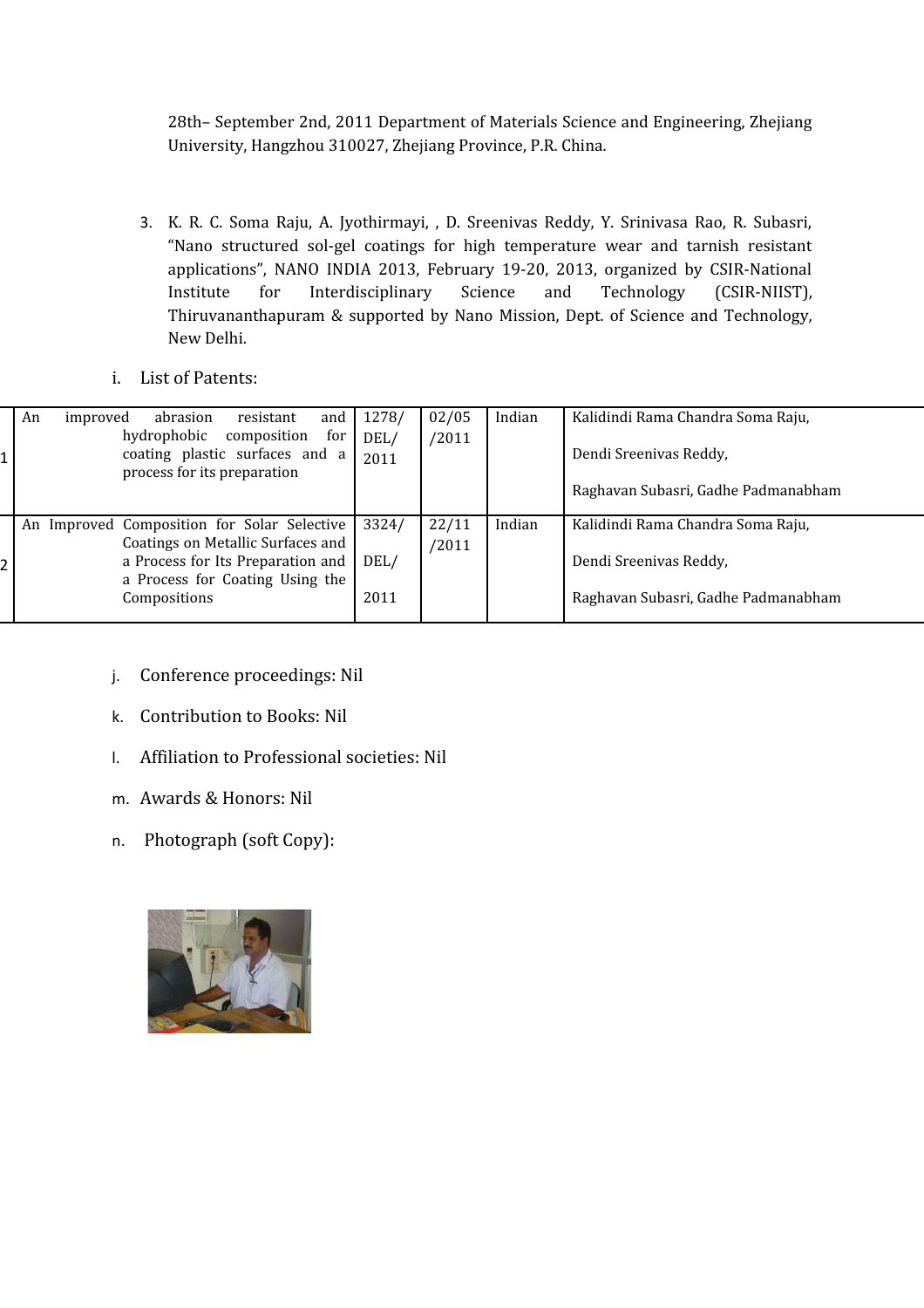28th– September 2nd, 2011 Department of Materials Science and Engineering, Zhejiang University, Hangzhou 310027, Zhejiang Province, P.R. China.

3. K. R. C. Soma Raju, A. Jyothirmayi, , D. Sreenivas Reddy, Y. Srinivasa Rao, R. Subasri, "Nano structured sol-gel coatings for high temperature wear and tarnish resistant applications", NANO INDIA 2013, February 19-20, 2013, organized by CSIR-National Institute for Interdisciplinary Science and Technology (CSIR-NIIST), Thiruvananthapuram & supported by Nano Mission, Dept. of Science and Technology, New Delhi.

i. List of Patents:

| | | | | | |
|---|---|---|---|---|---|
| 1 | An improved abrasion resistant and hydrophobic composition for coating plastic surfaces and a process for its preparation | 1278/ DEL/ 2011 | 02/05 /2011 | Indian | Kalidindi Rama Chandra Soma Raju, Dendi Sreenivas Reddy, Raghavan Subasri, Gadhe Padmanabham |
| 2 | An Improved Composition for Solar Selective Coatings on Metallic Surfaces and a Process for Its Preparation and a Process for Coating Using the Compositions | 3324/ DEL/ 2011 | 22/11 /2011 | Indian | Kalidindi Rama Chandra Soma Raju, Dendi Sreenivas Reddy, Raghavan Subasri, Gadhe Padmanabham |

j. Conference proceedings: Nil

k. Contribution to Books: Nil

l. Affiliation to Professional societies: Nil

m. Awards & Honors: Nil

n. Photograph (soft Copy):